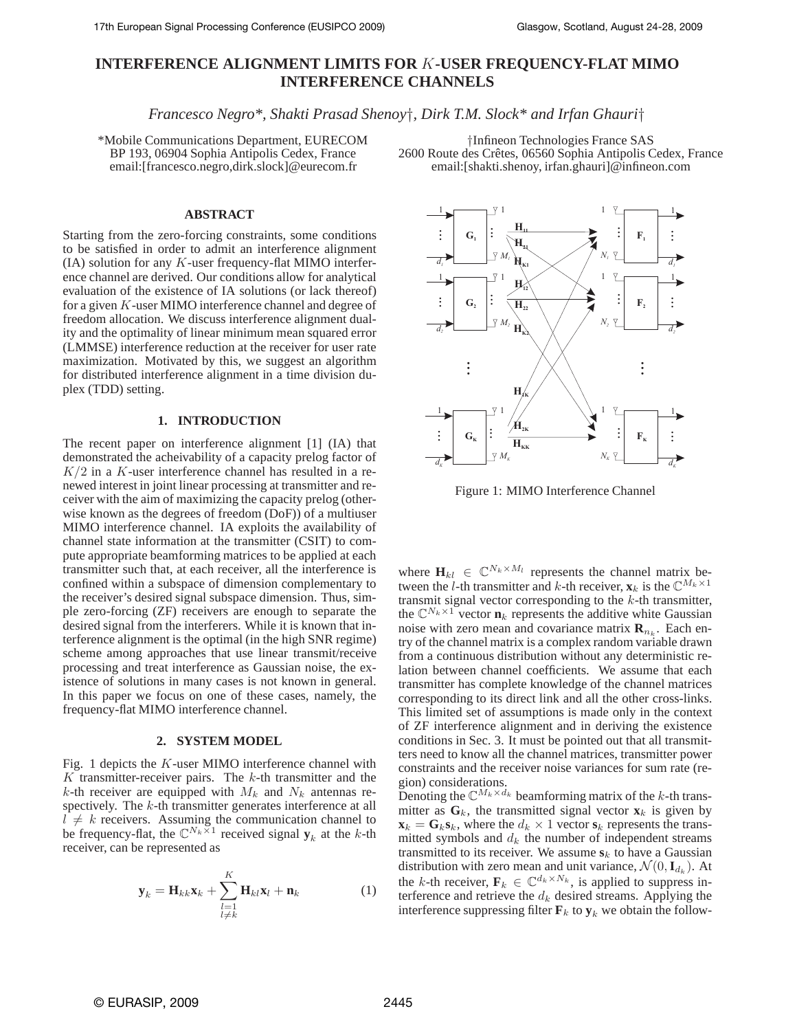# INTERFERENCE ALIGNMENT LIMITS FOR $K$-USER FREQUENCY-FLAT MIMO INTERFERENCE CHANNELS

*Francesco Negro\*, Shakti Prasad Shenoy†, Dirk T.M. Slock\* and Irfan Ghauri†*

\*Mobile Communications Department, EURECOM
BP 193, 06904 Sophia Antipolis Cedex, France
email:[francesco.negro,dirk.slock]@eurecom.fr

†Infineon Technologies France SAS
2600 Route des Crêtes, 06560 Sophia Antipolis Cedex, France
email:[shakti.shenoy, irfan.ghauri]@infineon.com

### ABSTRACT

Starting from the zero-forcing constraints, some conditions to be satisfied in order to admit an interference alignment (IA) solution for any $K$-user frequency-flat MIMO interference channel are derived. Our conditions allow for analytical evaluation of the existence of IA solutions (or lack thereof) for a given $K$-user MIMO interference channel and degree of freedom allocation. We discuss interference alignment duality and the optimality of linear minimum mean squared error (LMMSE) interference reduction at the receiver for user rate maximization. Motivated by this, we suggest an algorithm for distributed interference alignment in a time division duplex (TDD) setting.

## 1. INTRODUCTION

The recent paper on interference alignment [1] (IA) that demonstrated the acheivability of a capacity prelog factor of $K/2$ in a $K$-user interference channel has resulted in a renewed interest in joint linear processing at transmitter and receiver with the aim of maximizing the capacity prelog (otherwise known as the degrees of freedom (DoF)) of a multiuser MIMO interference channel. IA exploits the availability of channel state information at the transmitter (CSIT) to compute appropriate beamforming matrices to be applied at each transmitter such that, at each receiver, all the interference is confined within a subspace of dimension complementary to the receiver's desired signal subspace dimension. Thus, simple zero-forcing (ZF) receivers are enough to separate the desired signal from the interferers. While it is known that interference alignment is the optimal (in the high SNR regime) scheme among approaches that use linear transmit/receive processing and treat interference as Gaussian noise, the existence of solutions in many cases is not known in general. In this paper we focus on one of these cases, namely, the frequency-flat MIMO interference channel.

## 2. SYSTEM MODEL

Fig. 1 depicts the $K$-user MIMO interference channel with $K$ transmitter-receiver pairs. The $k$-th transmitter and the $k$-th receiver are equipped with $M_k$ and $N_k$ antennas respectively. The $k$-th transmitter generates interference at all $l \neq k$ receivers. Assuming the communication channel to be frequency-flat, the $\mathbb{C}^{N_k \times 1}$ received signal $\mathbf{y}_k$ at the $k$-th receiver, can be represented as

$$\mathbf{y}_k = \mathbf{H}_{kk}\mathbf{x}_k + \sum_{\substack{l=1 \\ l \neq k}}^{K} \mathbf{H}_{kl}\mathbf{x}_l + \mathbf{n}_k \tag{1}$$

Figure 1: MIMO Interference Channel

where $\mathbf{H}_{kl} \in \mathbb{C}^{N_k \times M_l}$ represents the channel matrix between the $l$-th transmitter and $k$-th receiver, $\mathbf{x}_k$ is the $\mathbb{C}^{M_k \times 1}$ transmit signal vector corresponding to the $k$-th transmitter, the $\mathbb{C}^{N_k \times 1}$ vector $\mathbf{n}_k$ represents the additive white Gaussian noise with zero mean and covariance matrix $\mathbf{R}_{n_k}$. Each entry of the channel matrix is a complex random variable drawn from a continuous distribution without any deterministic relation between channel coefficients. We assume that each transmitter has complete knowledge of the channel matrices corresponding to its direct link and all the other cross-links. This limited set of assumptions is made only in the context of ZF interference alignment and in deriving the existence conditions in Sec. 3. It must be pointed out that all transmitters need to know all the channel matrices, transmitter power constraints and the receiver noise variances for sum rate (region) considerations.

Denoting the $\mathbb{C}^{M_k \times d_k}$ beamforming matrix of the $k$-th transmitter as $\mathbf{G}_k$, the transmitted signal vector $\mathbf{x}_k$ is given by $\mathbf{x}_k = \mathbf{G}_k\mathbf{s}_k$, where the $d_k \times 1$ vector $\mathbf{s}_k$ represents the transmitted symbols and $d_k$ the number of independent streams transmitted to its receiver. We assume $\mathbf{s}_k$ to have a Gaussian distribution with zero mean and unit variance, $\mathcal{N}(0, \mathbf{I}_{d_k})$. At the $k$-th receiver, $\mathbf{F}_k \in \mathbb{C}^{d_k \times N_k}$, is applied to suppress interference and retrieve the $d_k$ desired streams. Applying the interference suppressing filter $\mathbf{F}_k$ to $\mathbf{y}_k$ we obtain the follow-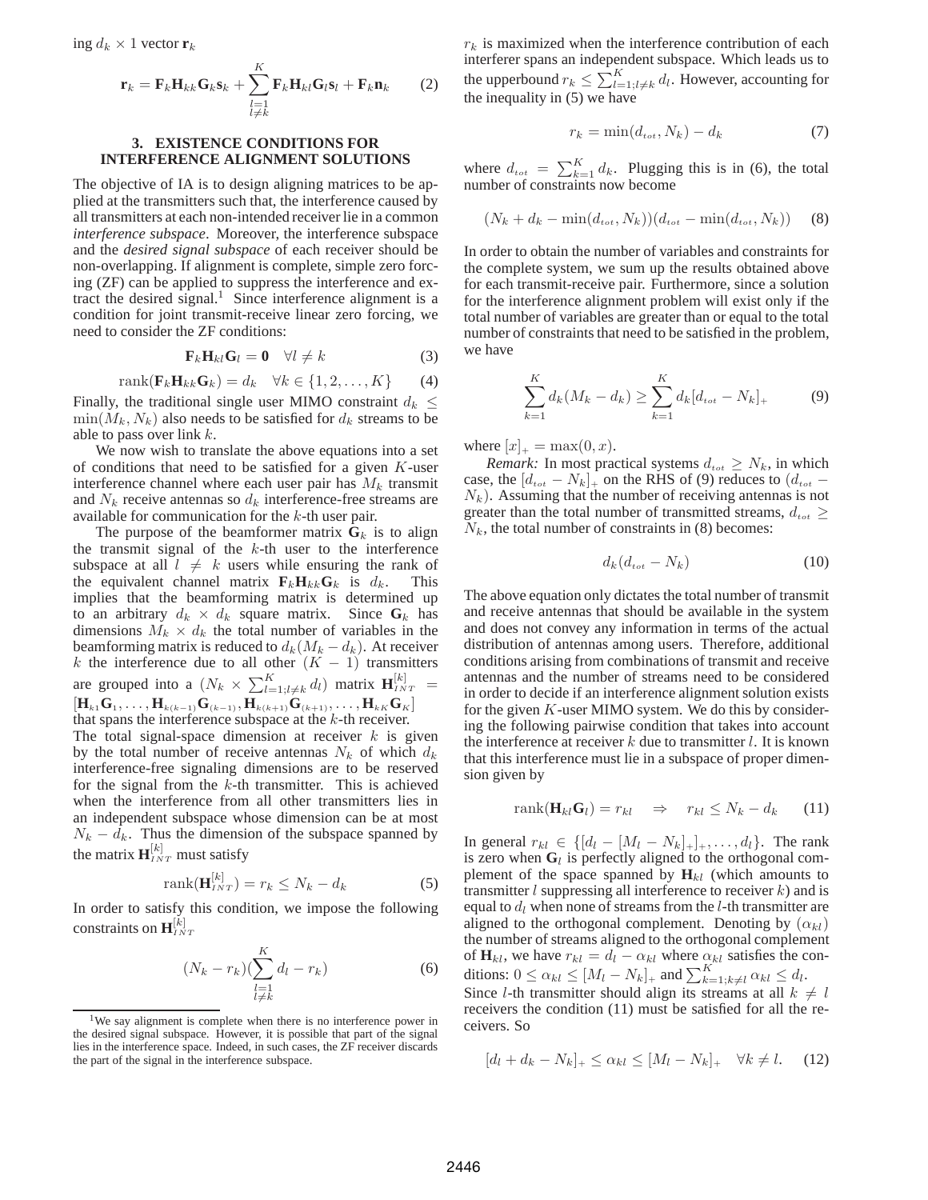ing $d_k \times 1$ vector $\mathbf{r}_k$

$$\mathbf{r}_k = \mathbf{F}_k\mathbf{H}_{kk}\mathbf{G}_k\mathbf{s}_k + \sum_{\substack{l=1\\l\neq k}}^{K} \mathbf{F}_k\mathbf{H}_{kl}\mathbf{G}_l\mathbf{s}_l + \mathbf{F}_k\mathbf{n}_k \qquad (2)$$

## 3. EXISTENCE CONDITIONS FOR INTERFERENCE ALIGNMENT SOLUTIONS

The objective of IA is to design aligning matrices to be applied at the transmitters such that, the interference caused by all transmitters at each non-intended receiver lie in a common *interference subspace*. Moreover, the interference subspace and the *desired signal subspace* of each receiver should be non-overlapping. If alignment is complete, simple zero forcing (ZF) can be applied to suppress the interference and extract the desired signal.[1] Since interference alignment is a condition for joint transmit-receive linear zero forcing, we need to consider the ZF conditions:

$$\mathbf{F}_k\mathbf{H}_{kl}\mathbf{G}_l = \mathbf{0} \quad \forall l \neq k \qquad (3)$$

$$\mathrm{rank}(\mathbf{F}_k\mathbf{H}_{kk}\mathbf{G}_k) = d_k \quad \forall k \in \{1, 2, \ldots, K\} \qquad (4)$$

Finally, the traditional single user MIMO constraint $d_k \leq \min(M_k, N_k)$ also needs to be satisfied for $d_k$ streams to be able to pass over link $k$.

We now wish to translate the above equations into a set of conditions that need to be satisfied for a given $K$-user interference channel where each user pair has $M_k$ transmit and $N_k$ receive antennas so $d_k$ interference-free streams are available for communication for the $k$-th user pair.

The purpose of the beamformer matrix $\mathbf{G}_k$ is to align the transmit signal of the $k$-th user to the interference subspace at all $l \neq k$ users while ensuring the rank of the equivalent channel matrix $\mathbf{F}_k\mathbf{H}_{kk}\mathbf{G}_k$ is $d_k$. This implies that the beamforming matrix is determined up to an arbitrary $d_k \times d_k$ square matrix. Since $\mathbf{G}_k$ has dimensions $M_k \times d_k$ the total number of variables in the beamforming matrix is reduced to $d_k(M_k - d_k)$. At receiver $k$ the interference due to all other $(K-1)$ transmitters are grouped into a $(N_k \times \sum_{l=1;l\neq k}^{K} d_l)$ matrix $\mathbf{H}_{INT}^{[k]} = [\mathbf{H}_{k1}\mathbf{G}_1, \ldots, \mathbf{H}_{k(k-1)}\mathbf{G}_{(k-1)}, \mathbf{H}_{k(k+1)}\mathbf{G}_{(k+1)}, \ldots, \mathbf{H}_{kK}\mathbf{G}_K]$ that spans the interference subspace at the $k$-th receiver.

The total signal-space dimension at receiver $k$ is given by the total number of receive antennas $N_k$ of which $d_k$ interference-free signaling dimensions are to be reserved for the signal from the $k$-th transmitter. This is achieved when the interference from all other transmitters lies in an independent subspace whose dimension can be at most $N_k - d_k$. Thus the dimension of the subspace spanned by the matrix $\mathbf{H}_{INT}^{[k]}$ must satisfy

$$\mathrm{rank}(\mathbf{H}_{INT}^{[k]}) = r_k \leq N_k - d_k \qquad (5)$$

In order to satisfy this condition, we impose the following constraints on $\mathbf{H}_{INT}^{[k]}$

$$(N_k - r_k)\Big(\sum_{\substack{l=1\\l\neq k}}^{K} d_l - r_k\Big) \qquad (6)$$

[1] We say alignment is complete when there is no interference power in the desired signal subspace. However, it is possible that part of the signal lies in the interference space. Indeed, in such cases, the ZF receiver discards the part of the signal in the interference subspace.

$r_k$ is maximized when the interference contribution of each interferer spans an independent subspace. Which leads us to the upperbound $r_k \leq \sum_{l=1;l\neq k}^{K} d_l$. However, accounting for the inequality in (5) we have

$$r_k = \min(d_{tot}, N_k) - d_k \qquad (7)$$

where $d_{tot} = \sum_{k=1}^{K} d_k$. Plugging this is in (6), the total number of constraints now become

$$(N_k + d_k - \min(d_{tot}, N_k))(d_{tot} - \min(d_{tot}, N_k)) \qquad (8)$$

In order to obtain the number of variables and constraints for the complete system, we sum up the results obtained above for each transmit-receive pair. Furthermore, since a solution for the interference alignment problem will exist only if the total number of variables are greater than or equal to the total number of constraints that need to be satisfied in the problem, we have

$$\sum_{k=1}^{K} d_k(M_k - d_k) \geq \sum_{k=1}^{K} d_k[d_{tot} - N_k]_+ \qquad (9)$$

where $[x]_+ = \max(0, x)$.

*Remark:* In most practical systems $d_{tot} \geq N_k$, in which case, the $[d_{tot} - N_k]_+$ on the RHS of (9) reduces to $(d_{tot} - N_k)$. Assuming that the number of receiving antennas is not greater than the total number of transmitted streams, $d_{tot} \geq N_k$, the total number of constraints in (8) becomes:

$$d_k(d_{tot} - N_k) \qquad (10)$$

The above equation only dictates the total number of transmit and receive antennas that should be available in the system and does not convey any information in terms of the actual distribution of antennas among users. Therefore, additional conditions arising from combinations of transmit and receive antennas and the number of streams need to be considered in order to decide if an interference alignment solution exists for the given $K$-user MIMO system. We do this by considering the following pairwise condition that takes into account the interference at receiver $k$ due to transmitter $l$. It is known that this interference must lie in a subspace of proper dimension given by

$$\mathrm{rank}(\mathbf{H}_{kl}\mathbf{G}_l) = r_{kl} \quad \Rightarrow \quad r_{kl} \leq N_k - d_k \qquad (11)$$

In general $r_{kl} \in \{[d_l - [M_l - N_k]_+]_+, \ldots, d_l\}$. The rank is zero when $\mathbf{G}_l$ is perfectly aligned to the orthogonal complement of the space spanned by $\mathbf{H}_{kl}$ (which amounts to transmitter $l$ suppressing all interference to receiver $k$) and is equal to $d_l$ when none of streams from the $l$-th transmitter are aligned to the orthogonal complement. Denoting by $(\alpha_{kl})$ the number of streams aligned to the orthogonal complement of $\mathbf{H}_{kl}$, we have $r_{kl} = d_l - \alpha_{kl}$ where $\alpha_{kl}$ satisfies the conditions: $0 \leq \alpha_{kl} \leq [M_l - N_k]_+$ and $\sum_{k=1;k\neq l}^{K} \alpha_{kl} \leq d_l$.

Since $l$-th transmitter should align its streams at all $k \neq l$ receivers the condition (11) must be satisfied for all the receivers. So

$$[d_l + d_k - N_k]_+ \leq \alpha_{kl} \leq [M_l - N_k]_+ \quad \forall k \neq l. \qquad (12)$$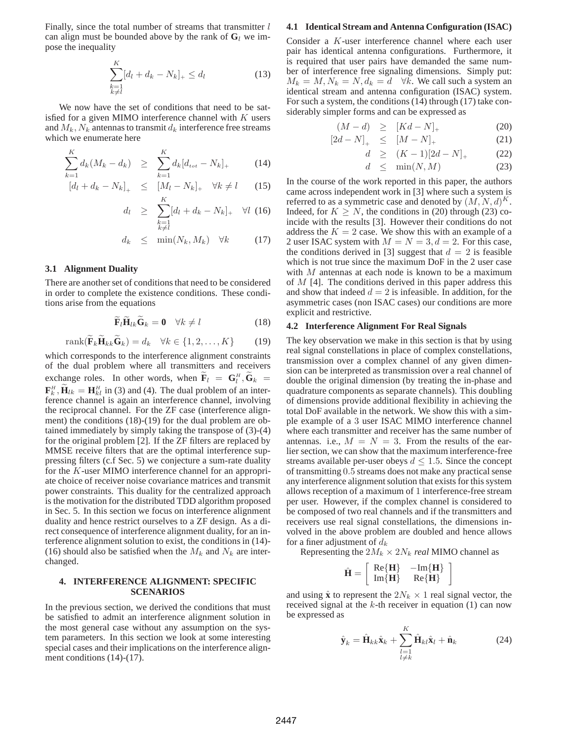Finally, since the total number of streams that transmitter $l$ can align must be bounded above by the rank of $\mathbf{G}_l$ we impose the inequality

$$\sum_{\substack{k=1 \\ k \neq l}}^{K} [d_l + d_k - N_k]_+ \leq d_l \tag{13}$$

We now have the set of conditions that need to be satisfied for a given MIMO interference channel with $K$ users and $M_k, N_k$ antennas to transmit $d_k$ interference free streams which we enumerate here

$$\sum_{k=1}^{K} d_k(M_k - d_k) \geq \sum_{k=1}^{K} d_k[d_{tot} - N_k]_+ \tag{14}$$

$$[d_l + d_k - N_k]_+ \leq [M_l - N_k]_+ \quad \forall k \neq l \tag{15}$$

$$d_l \geq \sum_{\substack{k=1 \\ k \neq l}}^{K} [d_l + d_k - N_k]_+ \quad \forall l \tag{16}$$

$$d_k \leq \min(N_k, M_k) \quad \forall k \tag{17}$$

### 3.1 Alignment Duality

There are another set of conditions that need to be considered in order to complete the existence conditions. These conditions arise from the equations

$$\widetilde{\mathbf{F}}_l \widetilde{\mathbf{H}}_{lk} \widetilde{\mathbf{G}}_k = \mathbf{0} \quad \forall k \neq l \tag{18}$$

$$\text{rank}(\widetilde{\mathbf{F}}_k \widetilde{\mathbf{H}}_{kk} \widetilde{\mathbf{G}}_k) = d_k \quad \forall k \in \{1, 2, \ldots, K\} \tag{19}$$

which corresponds to the interference alignment constraints of the dual problem where all transmitters and receivers exchange roles. In other words, when $\widetilde{\mathbf{F}}_l = \mathbf{G}_l^H, \widetilde{\mathbf{G}}_k = \mathbf{F}_k^H, \widetilde{\mathbf{H}}_{lk} = \mathbf{H}_{kl}^H$ in (3) and (4). The dual problem of an interference channel is again an interference channel, involving the reciprocal channel. For the ZF case (interference alignment) the conditions (18)-(19) for the dual problem are obtained immediately by simply taking the transpose of (3)-(4) for the original problem [2]. If the ZF filters are replaced by MMSE receive filters that are the optimal interference suppression filters (c.f Sec. 5) we conjecture a sum-rate duality for the $K$-user MIMO interference channel for an appropriate choice of receiver noise covariance matrices and transmit power constraints. This duality for the centralized approach is the motivation for the distributed TDD algorithm proposed in Sec. 5. In this section we focus on interference alignment duality and hence restrict ourselves to a ZF design. As a direct consequence of interference alignment duality, for an interference alignment solution to exist, the conditions in (14)-(16) should also be satisfied when the $M_k$ and $N_k$ are interchanged.

## 4. INTERFERENCE ALIGNMENT: SPECIFIC SCENARIOS

In the previous section, we derived the conditions that must be satisfied to admit an interference alignment solution in the most general case without any assumption on the system parameters. In this section we look at some interesting special cases and their implications on the interference alignment conditions (14)-(17).

### 4.1 Identical Stream and Antenna Configuration (ISAC)

Consider a $K$-user interference channel where each user pair has identical antenna configurations. Furthermore, it is required that user pairs have demanded the same number of interference free signaling dimensions. Simply put: $M_k = M, N_k = N, d_k = d \quad \forall k$. We call such a system an identical stream and antenna configuration (ISAC) system. For such a system, the conditions (14) through (17) take considerably simpler forms and can be expressed as

$$(M - d) \geq [Kd - N]_+ \tag{20}$$

$$[2d - N]_+ \leq [M - N]_+ \tag{21}$$

$$d \geq (K-1)[2d - N]_+ \tag{22}$$

$$d \leq \min(N, M) \tag{23}$$

In the course of the work reported in this paper, the authors came across independent work in [3] where such a system is referred to as a symmetric case and denoted by $(M, N, d)^K$. Indeed, for $K \geq N$, the conditions in (20) through (23) coincide with the results [3]. However their conditions do not address the $K = 2$ case. We show this with an example of a 2 user ISAC system with $M = N = 3, d = 2$. For this case, the conditions derived in [3] suggest that $d = 2$ is feasible which is not true since the maximum DoF in the 2 user case with $M$ antennas at each node is known to be a maximum of $M$ [4]. The conditions derived in this paper address this and show that indeed $d = 2$ is infeasible. In addition, for the asymmetric cases (non ISAC cases) our conditions are more explicit and restrictive.

### 4.2 Interference Alignment For Real Signals

The key observation we make in this section is that by using real signal constellations in place of complex constellations, transmission over a complex channel of any given dimension can be interpreted as transmission over a real channel of double the original dimension (by treating the in-phase and quadrature components as separate channels). This doubling of dimensions provide additional flexibility in achieving the total DoF available in the network. We show this with a simple example of a 3 user ISAC MIMO interference channel where each transmitter and receiver has the same number of antennas. i.e., $M = N = 3$. From the results of the earlier section, we can show that the maximum interference-free streams available per-user obeys $d \leq 1.5$. Since the concept of transmitting $0.5$ streams does not make any practical sense any interference alignment solution that exists for this system allows reception of a maximum of 1 interference-free stream per user. However, if the complex channel is considered to be composed of two real channels and if the transmitters and receivers use real signal constellations, the dimensions involved in the above problem are doubled and hence allows for a finer adjustment of $d_k$

Representing the $2M_k \times 2N_k$ *real* MIMO channel as

$$\hat{\mathbf{H}} = \begin{bmatrix} \text{Re}\{\mathbf{H}\} & -\text{Im}\{\mathbf{H}\} \\ \text{Im}\{\mathbf{H}\} & \text{Re}\{\mathbf{H}\} \end{bmatrix}$$

and using $\hat{\mathbf{x}}$ to represent the $2N_k \times 1$ real signal vector, the received signal at the $k$-th receiver in equation (1) can now be expressed as

$$\hat{\mathbf{y}}_k = \hat{\mathbf{H}}_{kk}\hat{\mathbf{x}}_k + \sum_{\substack{l=1 \\ l \neq k}}^{K} \hat{\mathbf{H}}_{kl}\hat{\mathbf{x}}_l + \hat{\mathbf{n}}_k \tag{24}$$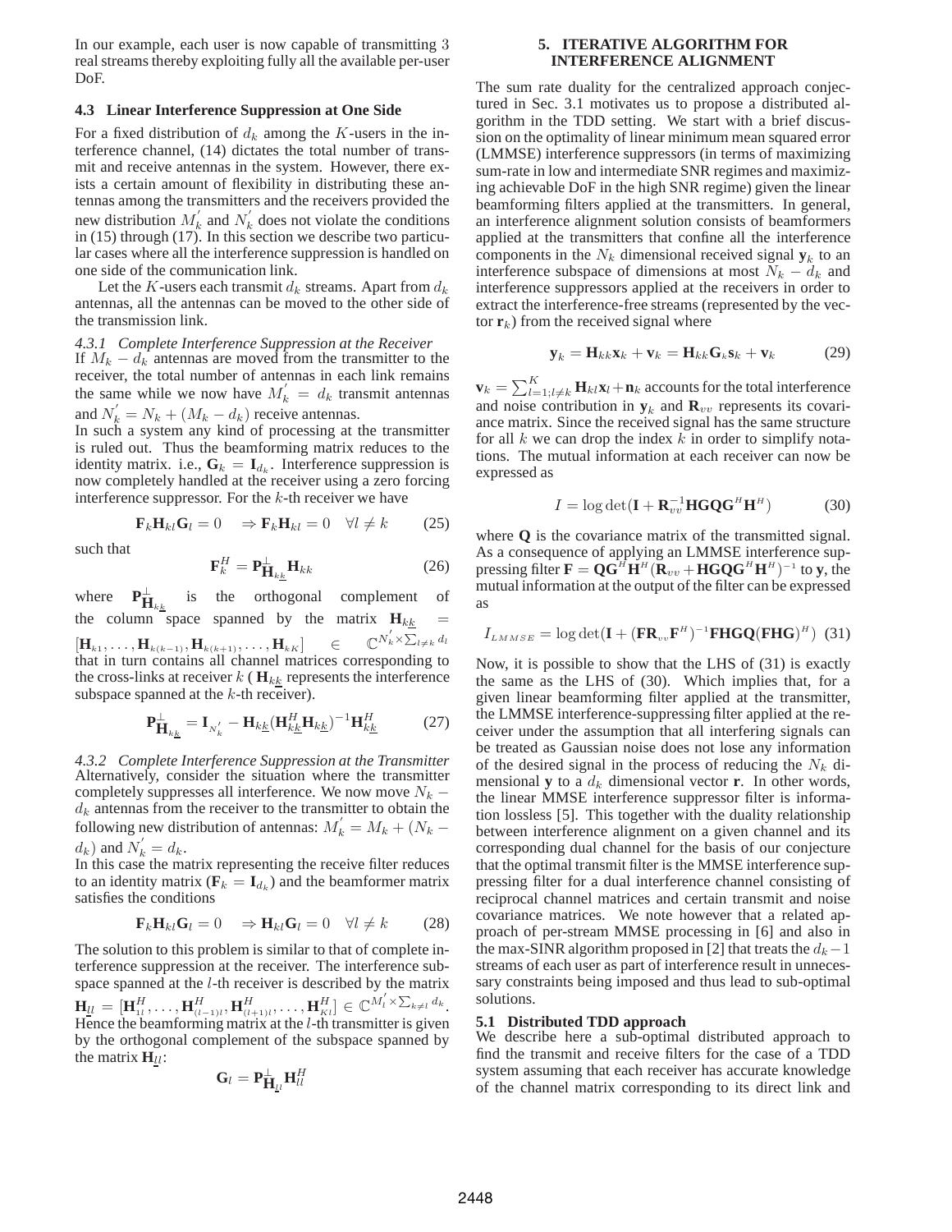In our example, each user is now capable of transmitting 3 real streams thereby exploiting fully all the available per-user DoF.

### 4.3 Linear Interference Suppression at One Side

For a fixed distribution of $d_k$ among the $K$-users in the interference channel, (14) dictates the total number of transmit and receive antennas in the system. However, there exists a certain amount of flexibility in distributing these antennas among the transmitters and the receivers provided the new distribution $M_k^{'}$ and $N_k^{'}$ does not violate the conditions in (15) through (17). In this section we describe two particular cases where all the interference suppression is handled on one side of the communication link.

Let the $K$-users each transmit $d_k$ streams. Apart from $d_k$ antennas, all the antennas can be moved to the other side of the transmission link.

#### 4.3.1 Complete Interference Suppression at the Receiver

If $M_k - d_k$ antennas are moved from the transmitter to the receiver, the total number of antennas in each link remains the same while we now have $M_k^{'} = d_k$ transmit antennas and $N_k^{'} = N_k + (M_k - d_k)$ receive antennas.

In such a system any kind of processing at the transmitter is ruled out. Thus the beamforming matrix reduces to the identity matrix. i.e., $\mathbf{G}_k = \mathbf{I}_{d_k}$. Interference suppression is now completely handled at the receiver using a zero forcing interference suppressor. For the $k$-th receiver we have

$$\mathbf{F}_k \mathbf{H}_{kl} \mathbf{G}_l = 0 \quad \Rightarrow \mathbf{F}_k \mathbf{H}_{kl} = 0 \quad \forall l \neq k \tag{25}$$

such that

$$\mathbf{F}_k^H = \mathbf{P}^{\perp}_{\mathbf{H}_{k\underline{k}}} \mathbf{H}_{kk} \tag{26}$$

where $\mathbf{P}^{\perp}_{\mathbf{H}_{k\underline{k}}}$ is the orthogonal complement of the column space spanned by the matrix $\mathbf{H}_{k\underline{k}} = [\mathbf{H}_{k1}, \ldots, \mathbf{H}_{k(k-1)}, \mathbf{H}_{k(k+1)}, \ldots, \mathbf{H}_{kK}] \in \mathbb{C}^{N_k^{'} \times \sum_{l \neq k} d_l}$ that in turn contains all channel matrices corresponding to the cross-links at receiver $k$ ( $\mathbf{H}_{k\underline{k}}$ represents the interference subspace spanned at the $k$-th receiver).

$$\mathbf{P}^{\perp}_{\mathbf{H}_{k\underline{k}}} = \mathbf{I}_{N_k^{'}} - \mathbf{H}_{k\underline{k}} (\mathbf{H}_{k\underline{k}}^H \mathbf{H}_{k\underline{k}})^{-1} \mathbf{H}_{k\underline{k}}^H \tag{27}$$

#### 4.3.2 Complete Interference Suppression at the Transmitter

Alternatively, consider the situation where the transmitter completely suppresses all interference. We now move $N_k - d_k$ antennas from the receiver to the transmitter to obtain the following new distribution of antennas: $M_k^{'} = M_k + (N_k - d_k)$ and $N_k^{'} = d_k$.

In this case the matrix representing the receive filter reduces to an identity matrix ($\mathbf{F}_k = \mathbf{I}_{d_k}$) and the beamformer matrix satisfies the conditions

$$\mathbf{F}_k \mathbf{H}_{kl} \mathbf{G}_l = 0 \quad \Rightarrow \mathbf{H}_{kl} \mathbf{G}_l = 0 \quad \forall l \neq k \tag{28}$$

The solution to this problem is similar to that of complete interference suppression at the receiver. The interference subspace spanned at the $l$-th receiver is described by the matrix $\mathbf{H}_{\underline{l}l} = [\mathbf{H}_{1l}^H, \ldots, \mathbf{H}_{(l-1)l}^H, \mathbf{H}_{(l+1)l}^H, \ldots, \mathbf{H}_{Kl}^H] \in \mathbb{C}^{M_l^{'} \times \sum_{k \neq l} d_k}$. Hence the beamforming matrix at the $l$-th transmitter is given by the orthogonal complement of the subspace spanned by the matrix $\mathbf{H}_{\underline{l}l}$:

$$\mathbf{G}_l = \mathbf{P}^{\perp}_{\mathbf{H}_{\underline{l}l}} \mathbf{H}_{ll}^H$$

## 5. ITERATIVE ALGORITHM FOR INTERFERENCE ALIGNMENT

The sum rate duality for the centralized approach conjectured in Sec. 3.1 motivates us to propose a distributed algorithm in the TDD setting. We start with a brief discussion on the optimality of linear minimum mean squared error (LMMSE) interference suppressors (in terms of maximizing sum-rate in low and intermediate SNR regimes and maximizing achievable DoF in the high SNR regime) given the linear beamforming filters applied at the transmitters. In general, an interference alignment solution consists of beamformers applied at the transmitters that confine all the interference components in the $N_k$ dimensional received signal $\mathbf{y}_k$ to an interference subspace of dimensions at most $N_k - d_k$ and interference suppressors applied at the receivers in order to extract the interference-free streams (represented by the vector $\mathbf{r}_k$) from the received signal where

$$\mathbf{y}_k = \mathbf{H}_{kk} \mathbf{x}_k + \mathbf{v}_k = \mathbf{H}_{kk} \mathbf{G}_k \mathbf{s}_k + \mathbf{v}_k \tag{29}$$

$\mathbf{v}_k = \sum_{l=1; l \neq k}^{K} \mathbf{H}_{kl} \mathbf{x}_l + \mathbf{n}_k$ accounts for the total interference and noise contribution in $\mathbf{y}_k$ and $\mathbf{R}_{vv}$ represents its covariance matrix. Since the received signal has the same structure for all $k$ we can drop the index $k$ in order to simplify notations. The mutual information at each receiver can now be expressed as

$$I = \log\det(\mathbf{I} + \mathbf{R}_{vv}^{-1} \mathbf{H} \mathbf{G} \mathbf{Q} \mathbf{G}^H \mathbf{H}^H) \tag{30}$$

where $\mathbf{Q}$ is the covariance matrix of the transmitted signal. As a consequence of applying an LMMSE interference suppressing filter $\mathbf{F} = \mathbf{Q} \mathbf{G}^H \mathbf{H}^H (\mathbf{R}_{vv} + \mathbf{H} \mathbf{G} \mathbf{Q} \mathbf{G}^H \mathbf{H}^H)^{-1}$ to $\mathbf{y}$, the mutual information at the output of the filter can be expressed as

$$I_{LMMSE} = \log\det(\mathbf{I} + (\mathbf{F} \mathbf{R}_{vv} \mathbf{F}^H)^{-1} \mathbf{F} \mathbf{H} \mathbf{G} \mathbf{Q} (\mathbf{F} \mathbf{H} \mathbf{G})^H) \tag{31}$$

Now, it is possible to show that the LHS of (31) is exactly the same as the LHS of (30). Which implies that, for a given linear beamforming filter applied at the transmitter, the LMMSE interference-suppressing filter applied at the receiver under the assumption that all interfering signals can be treated as Gaussian noise does not lose any information of the desired signal in the process of reducing the $N_k$ dimensional $\mathbf{y}$ to a $d_k$ dimensional vector $\mathbf{r}$. In other words, the linear MMSE interference suppressor filter is information lossless [5]. This together with the duality relationship between interference alignment on a given channel and its corresponding dual channel for the basis of our conjecture that the optimal transmit filter is the MMSE interference suppressing filter for a dual interference channel consisting of reciprocal channel matrices and certain transmit and noise covariance matrices. We note however that a related approach of per-stream MMSE processing in [6] and also in the max-SINR algorithm proposed in [2] that treats the $d_k - 1$ streams of each user as part of interference result in unnecessary constraints being imposed and thus lead to sub-optimal solutions.

### 5.1 Distributed TDD approach

We describe here a sub-optimal distributed approach to find the transmit and receive filters for the case of a TDD system assuming that each receiver has accurate knowledge of the channel matrix corresponding to its direct link and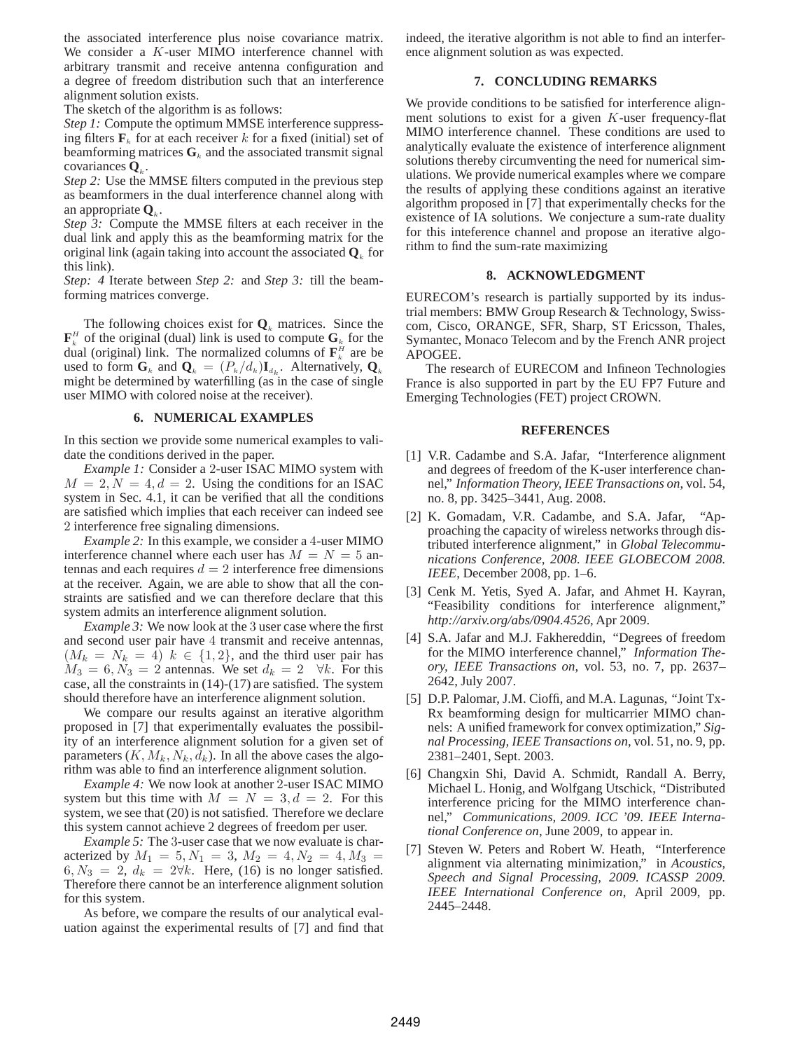the associated interference plus noise covariance matrix. We consider a $K$-user MIMO interference channel with arbitrary transmit and receive antenna configuration and a degree of freedom distribution such that an interference alignment solution exists.

The sketch of the algorithm is as follows:

*Step 1:* Compute the optimum MMSE interference suppressing filters $\mathbf{F}_k$ for at each receiver $k$ for a fixed (initial) set of beamforming matrices $\mathbf{G}_k$ and the associated transmit signal covariances $\mathbf{Q}_k$.

*Step 2:* Use the MMSE filters computed in the previous step as beamformers in the dual interference channel along with an appropriate $\mathbf{Q}_k$.

*Step 3:* Compute the MMSE filters at each receiver in the dual link and apply this as the beamforming matrix for the original link (again taking into account the associated $\mathbf{Q}_k$ for this link).

*Step: 4* Iterate between *Step 2:* and *Step 3:* till the beamforming matrices converge.

The following choices exist for $\mathbf{Q}_k$ matrices. Since the $\mathbf{F}_k^H$ of the original (dual) link is used to compute $\mathbf{G}_k$ for the dual (original) link. The normalized columns of $\mathbf{F}_k^H$ are be used to form $\mathbf{G}_k$ and $\mathbf{Q}_k = (P_k/d_k)\mathbf{I}_{d_k}$. Alternatively, $\mathbf{Q}_k$ might be determined by waterfilling (as in the case of single user MIMO with colored noise at the receiver).

## 6. NUMERICAL EXAMPLES

In this section we provide some numerical examples to validate the conditions derived in the paper.

*Example 1:* Consider a 2-user ISAC MIMO system with $M = 2, N = 4, d = 2$. Using the conditions for an ISAC system in Sec. 4.1, it can be verified that all the conditions are satisfied which implies that each receiver can indeed see 2 interference free signaling dimensions.

*Example 2:* In this example, we consider a 4-user MIMO interference channel where each user has $M = N = 5$ antennas and each requires $d = 2$ interference free dimensions at the receiver. Again, we are able to show that all the constraints are satisfied and we can therefore declare that this system admits an interference alignment solution.

*Example 3:* We now look at the 3 user case where the first and second user pair have 4 transmit and receive antennas, $(M_k = N_k = 4)$ $k \in \{1, 2\}$, and the third user pair has $M_3 = 6, N_3 = 2$ antennas. We set $d_k = 2 \quad \forall k$. For this case, all the constraints in (14)-(17) are satisfied. The system should therefore have an interference alignment solution.

We compare our results against an iterative algorithm proposed in [7] that experimentally evaluates the possibility of an interference alignment solution for a given set of parameters $(K, M_k, N_k, d_k)$. In all the above cases the algorithm was able to find an interference alignment solution.

*Example 4:* We now look at another 2-user ISAC MIMO system but this time with $M = N = 3, d = 2$. For this system, we see that (20) is not satisfied. Therefore we declare this system cannot achieve 2 degrees of freedom per user.

*Example 5:* The 3-user case that we now evaluate is characterized by $M_1 = 5, N_1 = 3$, $M_2 = 4, N_2 = 4, M_3 = 6, N_3 = 2$, $d_k = 2 \forall k$. Here, (16) is no longer satisfied. Therefore there cannot be an interference alignment solution for this system.

As before, we compare the results of our analytical evaluation against the experimental results of [7] and find that indeed, the iterative algorithm is not able to find an interference alignment solution as was expected.

## 7. CONCLUDING REMARKS

We provide conditions to be satisfied for interference alignment solutions to exist for a given $K$-user frequency-flat MIMO interference channel. These conditions are used to analytically evaluate the existence of interference alignment solutions thereby circumventing the need for numerical simulations. We provide numerical examples where we compare the results of applying these conditions against an iterative algorithm proposed in [7] that experimentally checks for the existence of IA solutions. We conjecture a sum-rate duality for this inteference channel and propose an iterative algorithm to find the sum-rate maximizing

## 8. ACKNOWLEDGMENT

EURECOM's research is partially supported by its industrial members: BMW Group Research & Technology, Swisscom, Cisco, ORANGE, SFR, Sharp, ST Ericsson, Thales, Symantec, Monaco Telecom and by the French ANR project APOGEE.

The research of EURECOM and Infineon Technologies France is also supported in part by the EU FP7 Future and Emerging Technologies (FET) project CROWN.

## REFERENCES

[1] V.R. Cadambe and S.A. Jafar, "Interference alignment and degrees of freedom of the K-user interference channel," *Information Theory, IEEE Transactions on*, vol. 54, no. 8, pp. 3425–3441, Aug. 2008.

[2] K. Gomadam, V.R. Cadambe, and S.A. Jafar, "Approaching the capacity of wireless networks through distributed interference alignment," in *Global Telecommunications Conference, 2008. IEEE GLOBECOM 2008. IEEE*, December 2008, pp. 1–6.

[3] Cenk M. Yetis, Syed A. Jafar, and Ahmet H. Kayran, "Feasibility conditions for interference alignment," *http://arxiv.org/abs/0904.4526*, Apr 2009.

[4] S.A. Jafar and M.J. Fakhereddin, "Degrees of freedom for the MIMO interference channel," *Information Theory, IEEE Transactions on*, vol. 53, no. 7, pp. 2637–2642, July 2007.

[5] D.P. Palomar, J.M. Cioffi, and M.A. Lagunas, "Joint Tx-Rx beamforming design for multicarrier MIMO channels: A unified framework for convex optimization," *Signal Processing, IEEE Transactions on*, vol. 51, no. 9, pp. 2381–2401, Sept. 2003.

[6] Changxin Shi, David A. Schmidt, Randall A. Berry, Michael L. Honig, and Wolfgang Utschick, "Distributed interference pricing for the MIMO interference channel," *Communications, 2009. ICC '09. IEEE International Conference on*, June 2009, to appear in.

[7] Steven W. Peters and Robert W. Heath, "Interference alignment via alternating minimization," in *Acoustics, Speech and Signal Processing, 2009. ICASSP 2009. IEEE International Conference on*, April 2009, pp. 2445–2448.